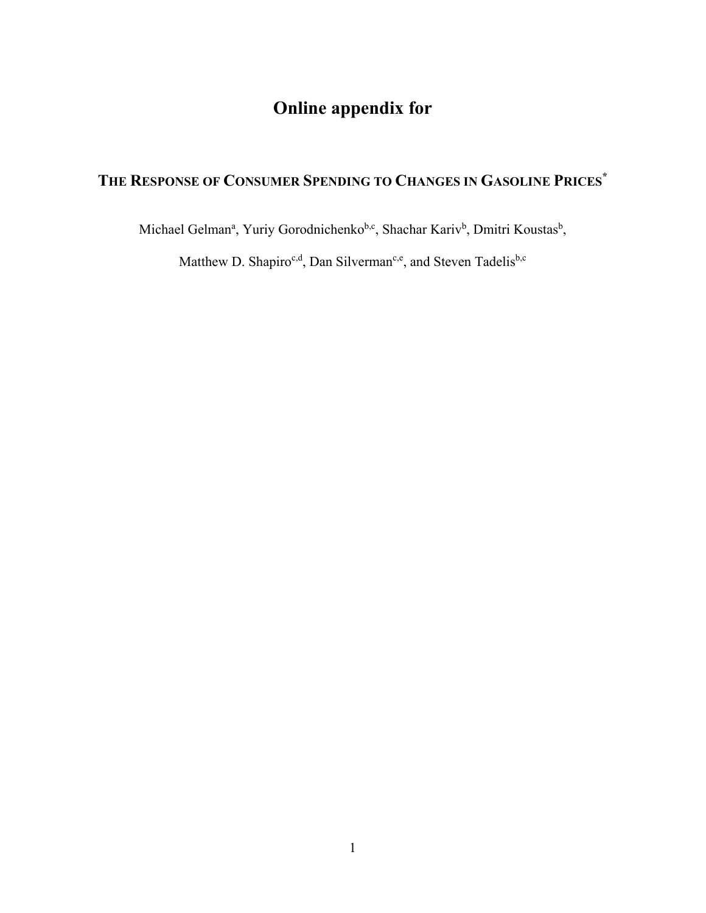# Online appendix for

## THE RESPONSE OF CONSUMER SPENDING TO CHANGES IN GASOLINE PRICES*

Michael Gelman[a], Yuriy Gorodnichenko[b,c], Shachar Kariv[b], Dmitri Koustas[b],

Matthew D. Shapiro[c,d], Dan Silverman[c,e], and Steven Tadelis[b,c]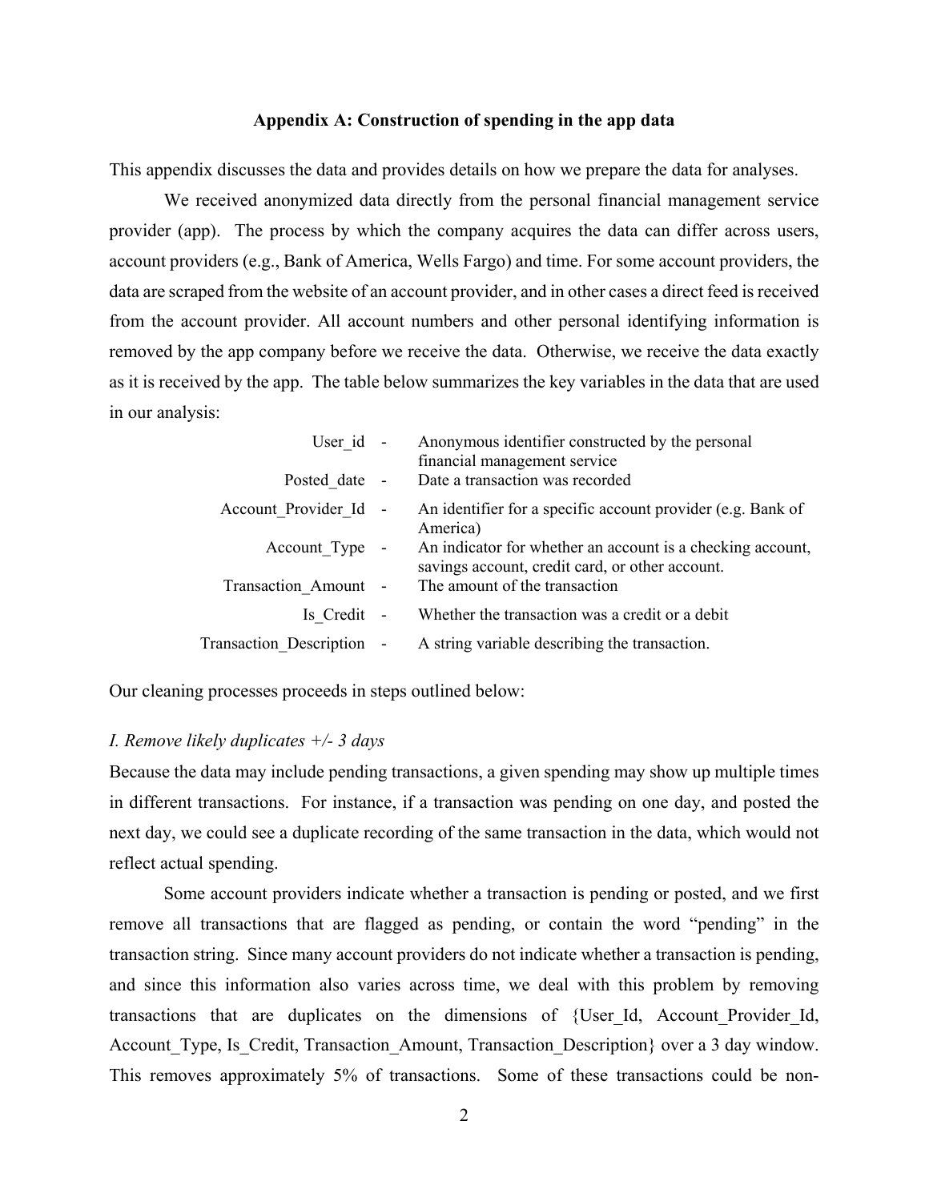## Appendix A: Construction of spending in the app data

This appendix discusses the data and provides details on how we prepare the data for analyses.

We received anonymized data directly from the personal financial management service provider (app). The process by which the company acquires the data can differ across users, account providers (e.g., Bank of America, Wells Fargo) and time. For some account providers, the data are scraped from the website of an account provider, and in other cases a direct feed is received from the account provider. All account numbers and other personal identifying information is removed by the app company before we receive the data. Otherwise, we receive the data exactly as it is received by the app. The table below summarizes the key variables in the data that are used in our analysis:

| Variable | | Description |
| ---: | --- | --- |
| User_id | - | Anonymous identifier constructed by the personal financial management service |
| Posted_date | - | Date a transaction was recorded |
| Account_Provider_Id | - | An identifier for a specific account provider (e.g. Bank of America) |
| Account_Type | - | An indicator for whether an account is a checking account, savings account, credit card, or other account. |
| Transaction_Amount | - | The amount of the transaction |
| Is_Credit | - | Whether the transaction was a credit or a debit |
| Transaction_Description | - | A string variable describing the transaction. |

Our cleaning processes proceeds in steps outlined below:

*I. Remove likely duplicates +/- 3 days*

Because the data may include pending transactions, a given spending may show up multiple times in different transactions. For instance, if a transaction was pending on one day, and posted the next day, we could see a duplicate recording of the same transaction in the data, which would not reflect actual spending.

Some account providers indicate whether a transaction is pending or posted, and we first remove all transactions that are flagged as pending, or contain the word "pending" in the transaction string. Since many account providers do not indicate whether a transaction is pending, and since this information also varies across time, we deal with this problem by removing transactions that are duplicates on the dimensions of {User_Id, Account_Provider_Id, Account_Type, Is_Credit, Transaction_Amount, Transaction_Description} over a 3 day window. This removes approximately 5% of transactions. Some of these transactions could be non-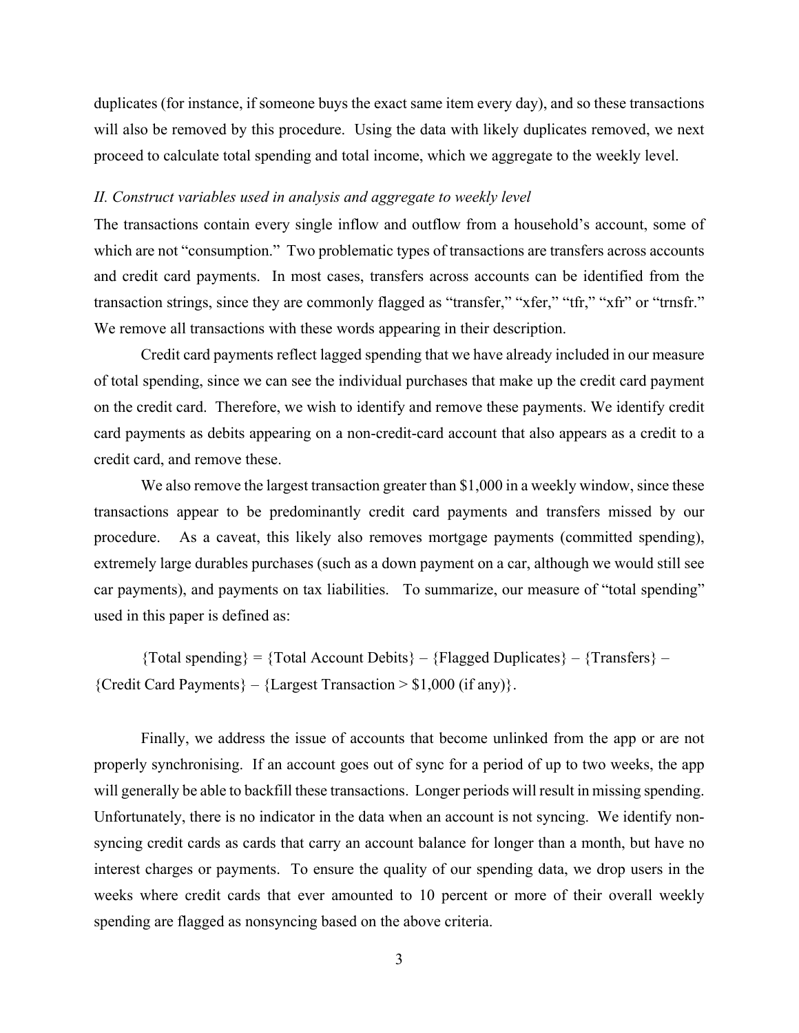duplicates (for instance, if someone buys the exact same item every day), and so these transactions will also be removed by this procedure. Using the data with likely duplicates removed, we next proceed to calculate total spending and total income, which we aggregate to the weekly level.

*II. Construct variables used in analysis and aggregate to weekly level*

The transactions contain every single inflow and outflow from a household's account, some of which are not "consumption." Two problematic types of transactions are transfers across accounts and credit card payments. In most cases, transfers across accounts can be identified from the transaction strings, since they are commonly flagged as "transfer," "xfer," "tfr," "xfr" or "trnsfr." We remove all transactions with these words appearing in their description.

Credit card payments reflect lagged spending that we have already included in our measure of total spending, since we can see the individual purchases that make up the credit card payment on the credit card. Therefore, we wish to identify and remove these payments. We identify credit card payments as debits appearing on a non-credit-card account that also appears as a credit to a credit card, and remove these.

We also remove the largest transaction greater than $1,000 in a weekly window, since these transactions appear to be predominantly credit card payments and transfers missed by our procedure. As a caveat, this likely also removes mortgage payments (committed spending), extremely large durables purchases (such as a down payment on a car, although we would still see car payments), and payments on tax liabilities. To summarize, our measure of "total spending" used in this paper is defined as:

{Total spending} = {Total Account Debits} – {Flagged Duplicates} – {Transfers} – {Credit Card Payments} – {Largest Transaction > $1,000 (if any)}.

Finally, we address the issue of accounts that become unlinked from the app or are not properly synchronising. If an account goes out of sync for a period of up to two weeks, the app will generally be able to backfill these transactions. Longer periods will result in missing spending. Unfortunately, there is no indicator in the data when an account is not syncing. We identify non-syncing credit cards as cards that carry an account balance for longer than a month, but have no interest charges or payments. To ensure the quality of our spending data, we drop users in the weeks where credit cards that ever amounted to 10 percent or more of their overall weekly spending are flagged as nonsyncing based on the above criteria.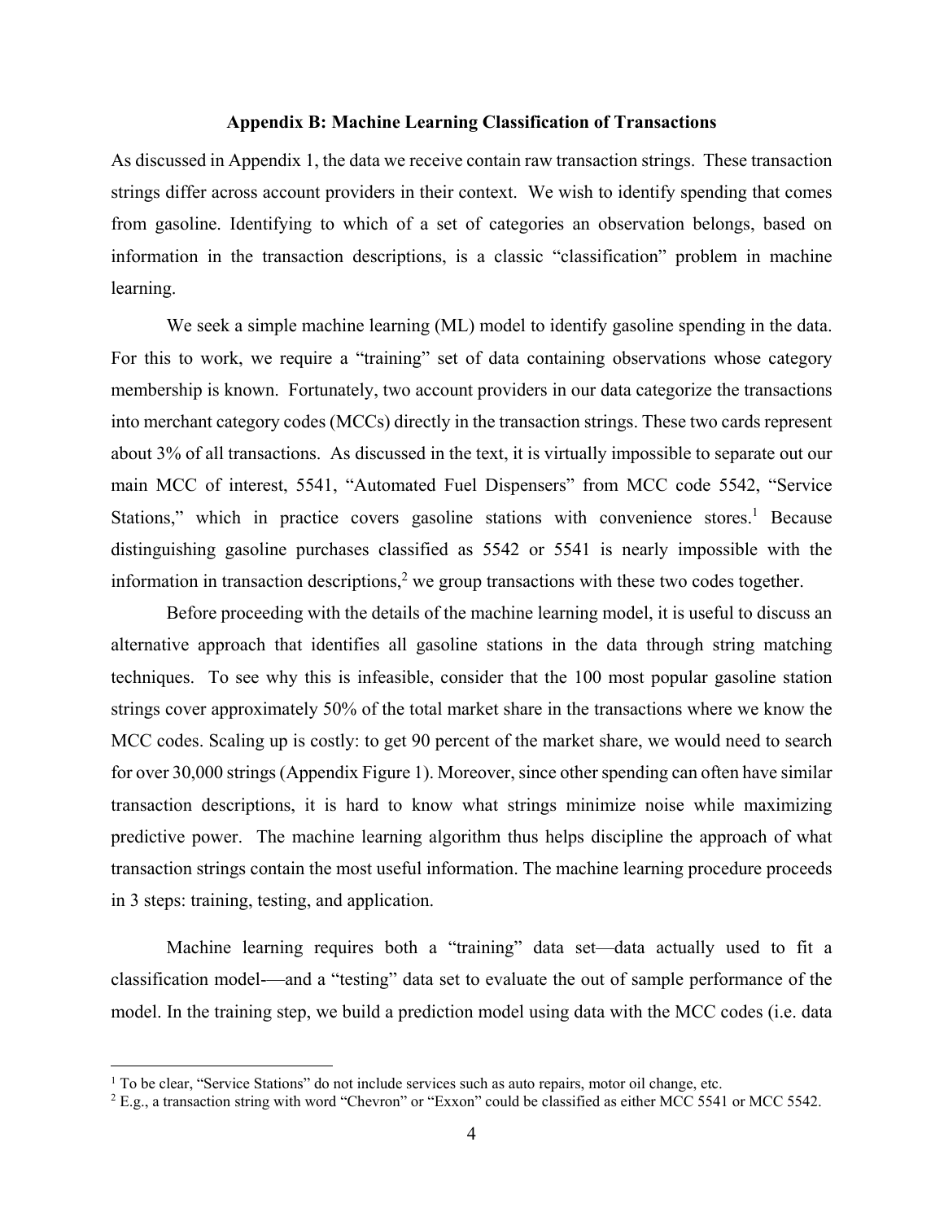## Appendix B: Machine Learning Classification of Transactions

As discussed in Appendix 1, the data we receive contain raw transaction strings. These transaction strings differ across account providers in their context. We wish to identify spending that comes from gasoline. Identifying to which of a set of categories an observation belongs, based on information in the transaction descriptions, is a classic "classification" problem in machine learning.

We seek a simple machine learning (ML) model to identify gasoline spending in the data. For this to work, we require a "training" set of data containing observations whose category membership is known. Fortunately, two account providers in our data categorize the transactions into merchant category codes (MCCs) directly in the transaction strings. These two cards represent about 3% of all transactions. As discussed in the text, it is virtually impossible to separate out our main MCC of interest, 5541, "Automated Fuel Dispensers" from MCC code 5542, "Service Stations," which in practice covers gasoline stations with convenience stores.[1] Because distinguishing gasoline purchases classified as 5542 or 5541 is nearly impossible with the information in transaction descriptions,[2] we group transactions with these two codes together.

Before proceeding with the details of the machine learning model, it is useful to discuss an alternative approach that identifies all gasoline stations in the data through string matching techniques. To see why this is infeasible, consider that the 100 most popular gasoline station strings cover approximately 50% of the total market share in the transactions where we know the MCC codes. Scaling up is costly: to get 90 percent of the market share, we would need to search for over 30,000 strings (Appendix Figure 1). Moreover, since other spending can often have similar transaction descriptions, it is hard to know what strings minimize noise while maximizing predictive power. The machine learning algorithm thus helps discipline the approach of what transaction strings contain the most useful information. The machine learning procedure proceeds in 3 steps: training, testing, and application.

Machine learning requires both a "training" data set—data actually used to fit a classification model-—and a "testing" data set to evaluate the out of sample performance of the model. In the training step, we build a prediction model using data with the MCC codes (i.e. data

[1] To be clear, "Service Stations" do not include services such as auto repairs, motor oil change, etc.

[2] E.g., a transaction string with word "Chevron" or "Exxon" could be classified as either MCC 5541 or MCC 5542.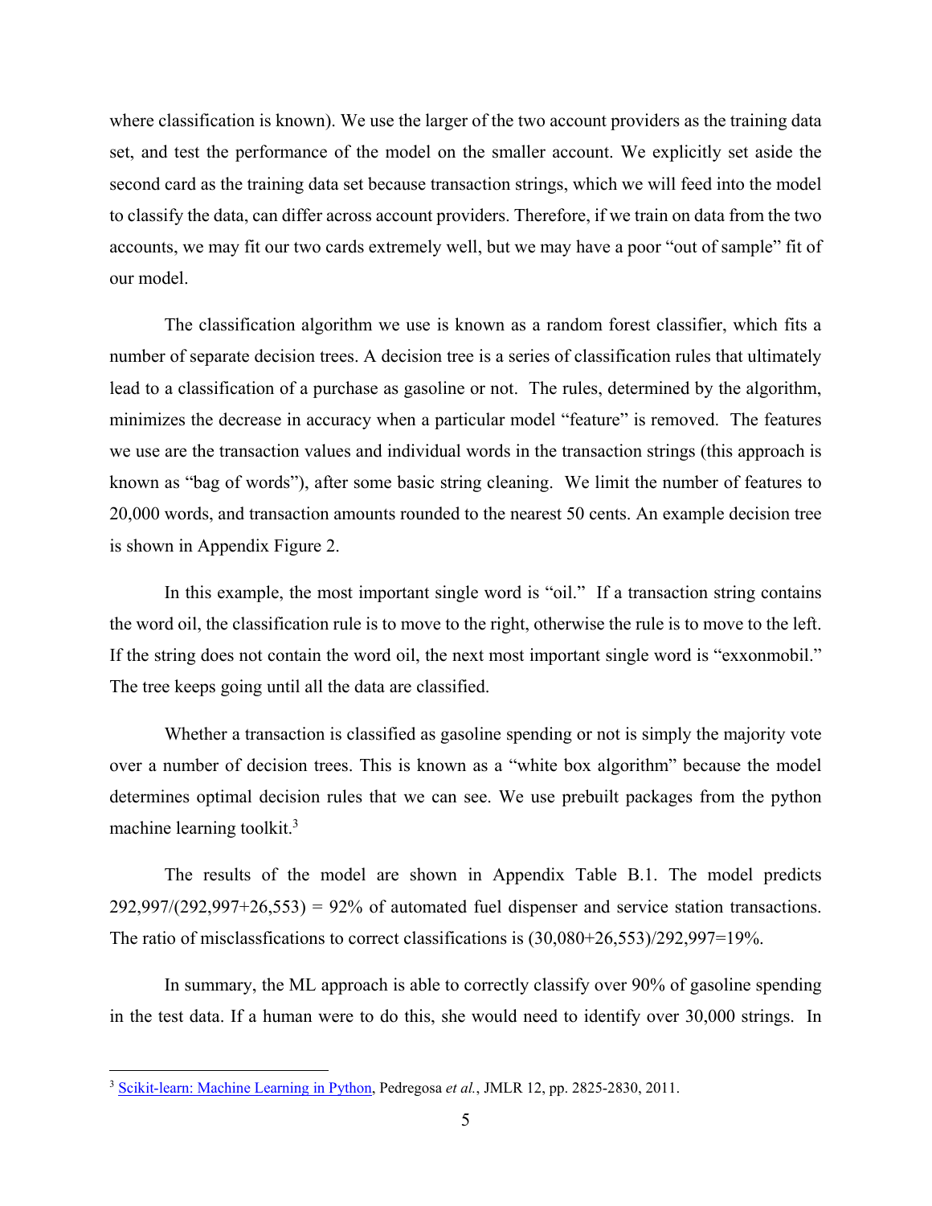where classification is known). We use the larger of the two account providers as the training data set, and test the performance of the model on the smaller account. We explicitly set aside the second card as the training data set because transaction strings, which we will feed into the model to classify the data, can differ across account providers. Therefore, if we train on data from the two accounts, we may fit our two cards extremely well, but we may have a poor "out of sample" fit of our model.

The classification algorithm we use is known as a random forest classifier, which fits a number of separate decision trees. A decision tree is a series of classification rules that ultimately lead to a classification of a purchase as gasoline or not. The rules, determined by the algorithm, minimizes the decrease in accuracy when a particular model "feature" is removed. The features we use are the transaction values and individual words in the transaction strings (this approach is known as "bag of words"), after some basic string cleaning. We limit the number of features to 20,000 words, and transaction amounts rounded to the nearest 50 cents. An example decision tree is shown in Appendix Figure 2.

In this example, the most important single word is "oil." If a transaction string contains the word oil, the classification rule is to move to the right, otherwise the rule is to move to the left. If the string does not contain the word oil, the next most important single word is "exxonmobil." The tree keeps going until all the data are classified.

Whether a transaction is classified as gasoline spending or not is simply the majority vote over a number of decision trees. This is known as a "white box algorithm" because the model determines optimal decision rules that we can see. We use prebuilt packages from the python machine learning toolkit.[3]

The results of the model are shown in Appendix Table B.1. The model predicts 292,997/(292,997+26,553) = 92% of automated fuel dispenser and service station transactions. The ratio of misclassfications to correct classifications is (30,080+26,553)/292,997=19%.

In summary, the ML approach is able to correctly classify over 90% of gasoline spending in the test data. If a human were to do this, she would need to identify over 30,000 strings. In

---

[3] Scikit-learn: Machine Learning in Python, Pedregosa *et al.*, JMLR 12, pp. 2825-2830, 2011.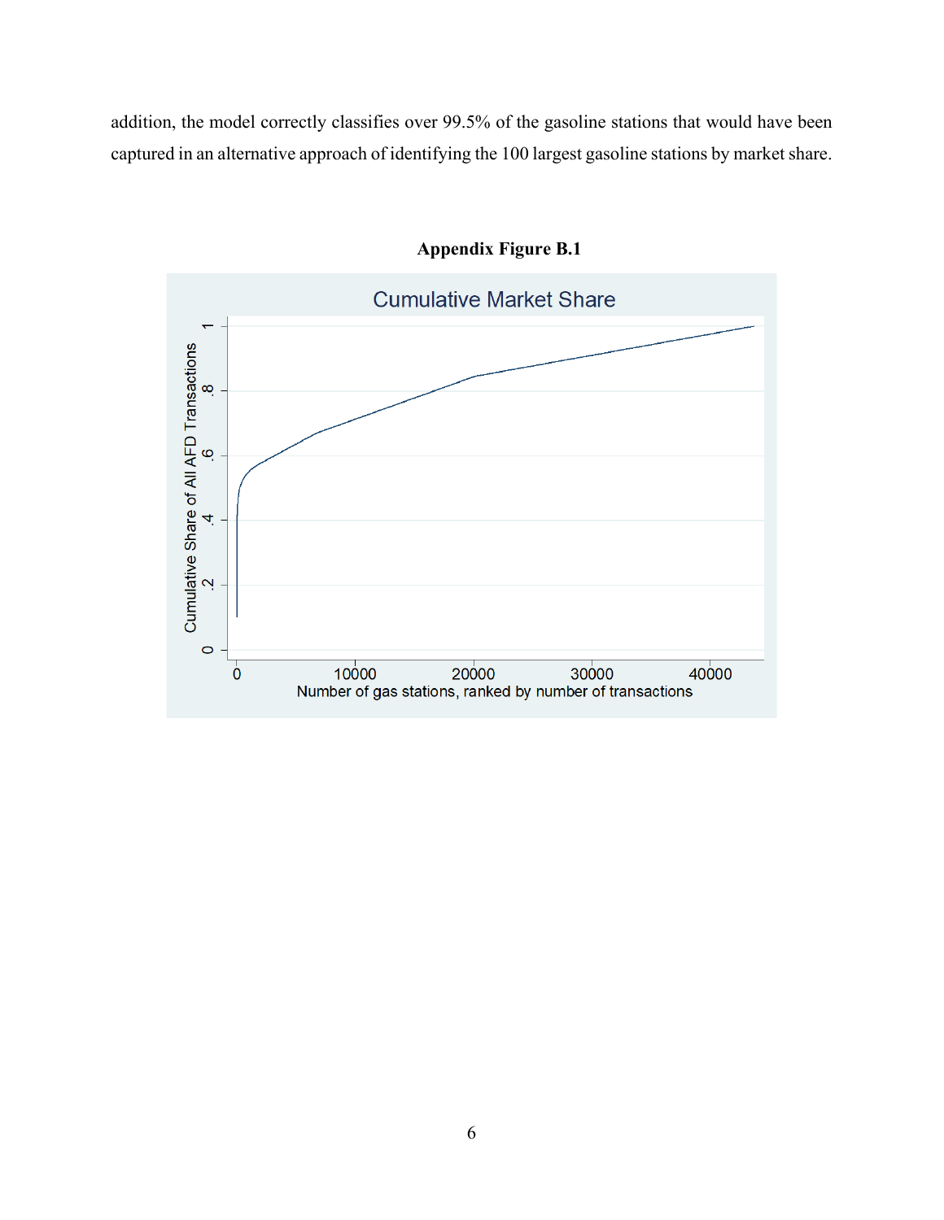addition, the model correctly classifies over 99.5% of the gasoline stations that would have been captured in an alternative approach of identifying the 100 largest gasoline stations by market share.

**Appendix Figure B.1**

Cumulative Market Share

Cumulative Share of All AFD Transactions

Number of gas stations, ranked by number of transactions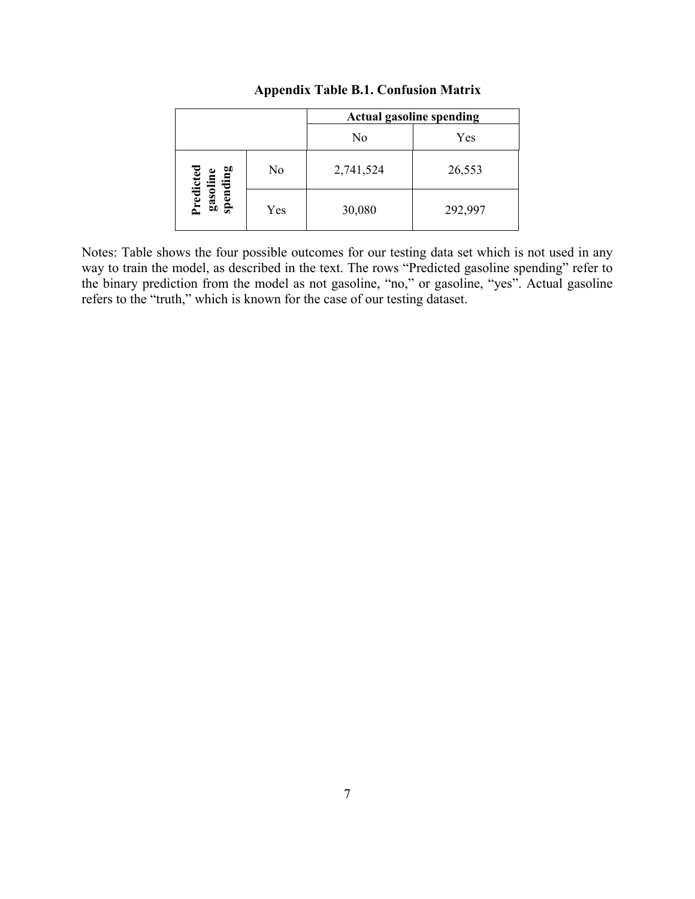**Appendix Table B.1. Confusion Matrix**

| | | Actual gasoline spending | |
|---|---|---|---|
| | | No | Yes |
| **Predicted gasoline spending** | No | 2,741,524 | 26,553 |
| | Yes | 30,080 | 292,997 |

Notes: Table shows the four possible outcomes for our testing data set which is not used in any way to train the model, as described in the text. The rows "Predicted gasoline spending" refer to the binary prediction from the model as not gasoline, "no," or gasoline, "yes". Actual gasoline refers to the "truth," which is known for the case of our testing dataset.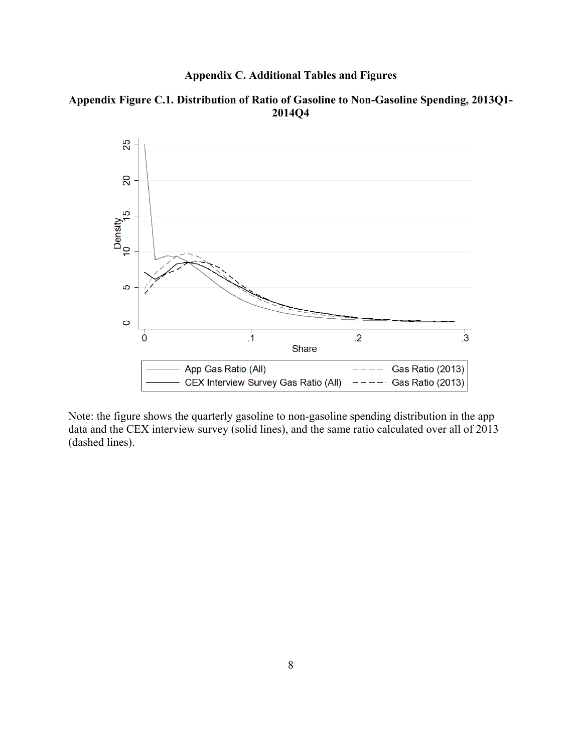# Appendix C. Additional Tables and Figures

**Appendix Figure C.1. Distribution of Ratio of Gasoline to Non-Gasoline Spending, 2013Q1-2014Q4**

Note: the figure shows the quarterly gasoline to non-gasoline spending distribution in the app data and the CEX interview survey (solid lines), and the same ratio calculated over all of 2013 (dashed lines).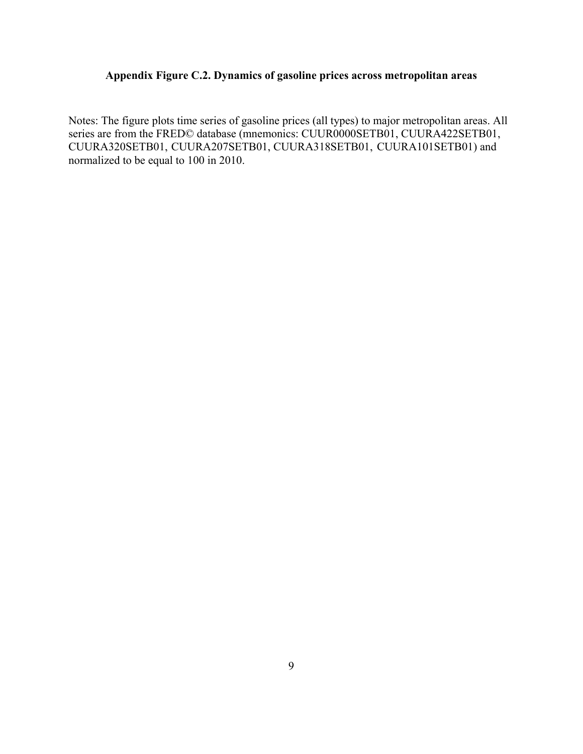**Appendix Figure C.2. Dynamics of gasoline prices across metropolitan areas**

Notes: The figure plots time series of gasoline prices (all types) to major metropolitan areas. All series are from the FRED© database (mnemonics: CUUR0000SETB01, CUURA422SETB01, CUURA320SETB01, CUURA207SETB01, CUURA318SETB01, CUURA101SETB01) and normalized to be equal to 100 in 2010.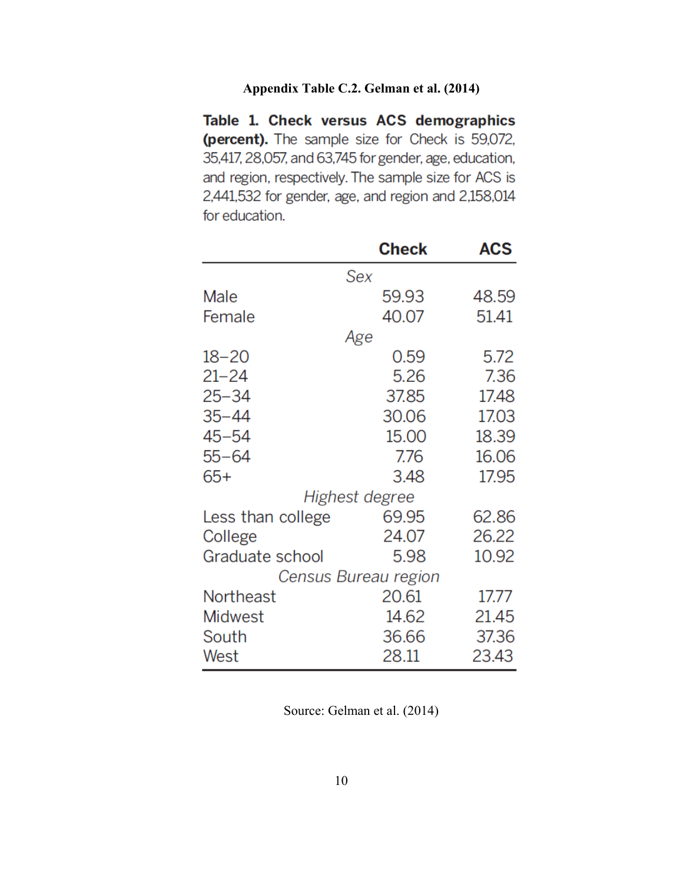**Appendix Table C.2. Gelman et al. (2014)**

**Table 1. Check versus ACS demographics (percent).** The sample size for Check is 59,072, 35,417, 28,057, and 63,745 for gender, age, education, and region, respectively. The sample size for ACS is 2,441,532 for gender, age, and region and 2,158,014 for education.

| | Check | ACS |
|---|---|---|
| *Sex* | | |
| Male | 59.93 | 48.59 |
| Female | 40.07 | 51.41 |
| *Age* | | |
| 18–20 | 0.59 | 5.72 |
| 21–24 | 5.26 | 7.36 |
| 25–34 | 37.85 | 17.48 |
| 35–44 | 30.06 | 17.03 |
| 45–54 | 15.00 | 18.39 |
| 55–64 | 7.76 | 16.06 |
| 65+ | 3.48 | 17.95 |
| *Highest degree* | | |
| Less than college | 69.95 | 62.86 |
| College | 24.07 | 26.22 |
| Graduate school | 5.98 | 10.92 |
| *Census Bureau region* | | |
| Northeast | 20.61 | 17.77 |
| Midwest | 14.62 | 21.45 |
| South | 36.66 | 37.36 |
| West | 28.11 | 23.43 |

Source: Gelman et al. (2014)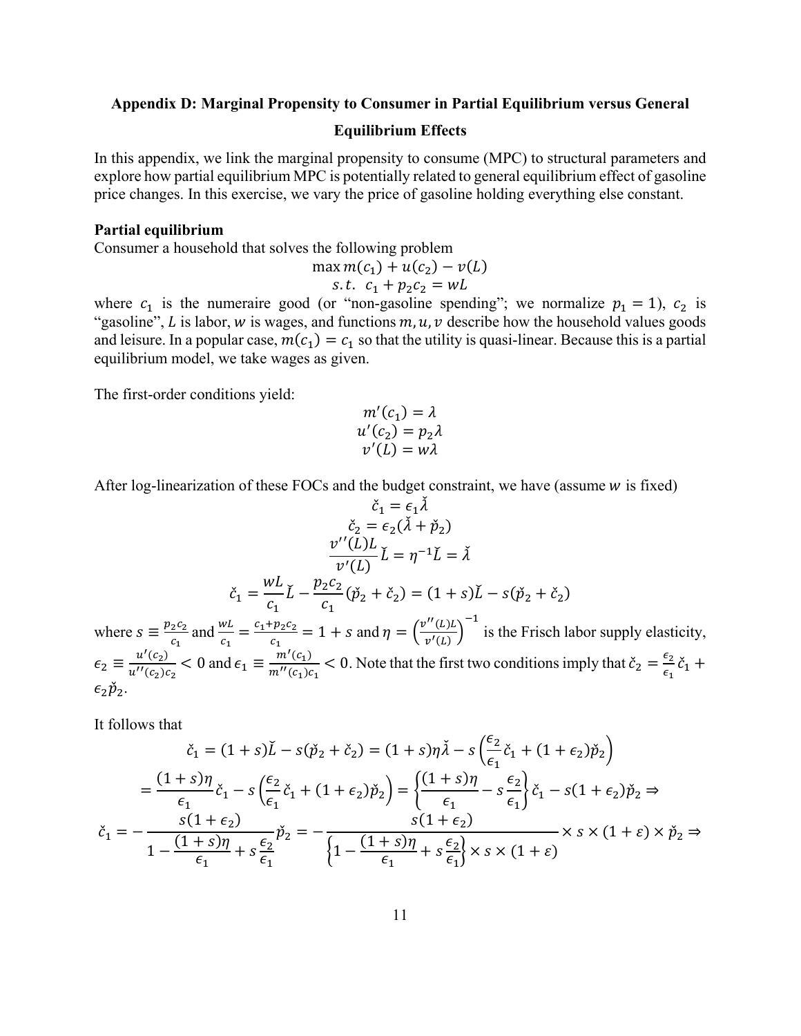**Appendix D: Marginal Propensity to Consumer in Partial Equilibrium versus General Equilibrium Effects**

In this appendix, we link the marginal propensity to consume (MPC) to structural parameters and explore how partial equilibrium MPC is potentially related to general equilibrium effect of gasoline price changes. In this exercise, we vary the price of gasoline holding everything else constant.

**Partial equilibrium**

Consumer a household that solves the following problem

$$\max m(c_1) + u(c_2) - v(L)$$
$$s.t.\;\; c_1 + p_2 c_2 = wL$$

where $c_1$ is the numeraire good (or "non-gasoline spending"; we normalize $p_1 = 1$), $c_2$ is "gasoline", $L$ is labor, $w$ is wages, and functions $m, u, v$ describe how the household values goods and leisure. In a popular case, $m(c_1) = c_1$ so that the utility is quasi-linear. Because this is a partial equilibrium model, we take wages as given.

The first-order conditions yield:

$$m'(c_1) = \lambda$$
$$u'(c_2) = p_2 \lambda$$
$$v'(L) = w\lambda$$

After log-linearization of these FOCs and the budget constraint, we have (assume $w$ is fixed)

$$\check{c}_1 = \epsilon_1 \check{\lambda}$$
$$\check{c}_2 = \epsilon_2(\check{\lambda} + \check{p}_2)$$
$$\frac{v''(L)L}{v'(L)}\check{L} = \eta^{-1}\check{L} = \check{\lambda}$$
$$\check{c}_1 = \frac{wL}{c_1}\check{L} - \frac{p_2 c_2}{c_1}(\check{p}_2 + \check{c}_2) = (1+s)\check{L} - s(\check{p}_2 + \check{c}_2)$$

where $s \equiv \frac{p_2 c_2}{c_1}$ and $\frac{wL}{c_1} = \frac{c_1 + p_2 c_2}{c_1} = 1 + s$ and $\eta = \left(\frac{v''(L)L}{v'(L)}\right)^{-1}$ is the Frisch labor supply elasticity, $\epsilon_2 \equiv \frac{u'(c_2)}{u''(c_2)c_2} < 0$ and $\epsilon_1 \equiv \frac{m'(c_1)}{m''(c_1)c_1} < 0$. Note that the first two conditions imply that $\check{c}_2 = \frac{\epsilon_2}{\epsilon_1}\check{c}_1 + \epsilon_2 \check{p}_2$.

It follows that

$$\check{c}_1 = (1+s)\check{L} - s(\check{p}_2 + \check{c}_2) = (1+s)\eta\check{\lambda} - s\left(\frac{\epsilon_2}{\epsilon_1}\check{c}_1 + (1+\epsilon_2)\check{p}_2\right)$$
$$= \frac{(1+s)\eta}{\epsilon_1}\check{c}_1 - s\left(\frac{\epsilon_2}{\epsilon_1}\check{c}_1 + (1+\epsilon_2)\check{p}_2\right) = \left\{\frac{(1+s)\eta}{\epsilon_1} - s\frac{\epsilon_2}{\epsilon_1}\right\}\check{c}_1 - s(1+\epsilon_2)\check{p}_2 \Rightarrow$$
$$\check{c}_1 = -\frac{s(1+\epsilon_2)}{1 - \frac{(1+s)\eta}{\epsilon_1} + s\frac{\epsilon_2}{\epsilon_1}}\check{p}_2 = -\frac{s(1+\epsilon_2)}{\left\{1 - \frac{(1+s)\eta}{\epsilon_1} + s\frac{\epsilon_2}{\epsilon_1}\right\} \times s \times (1+\varepsilon)} \times s \times (1+\varepsilon) \times \check{p}_2 \Rightarrow$$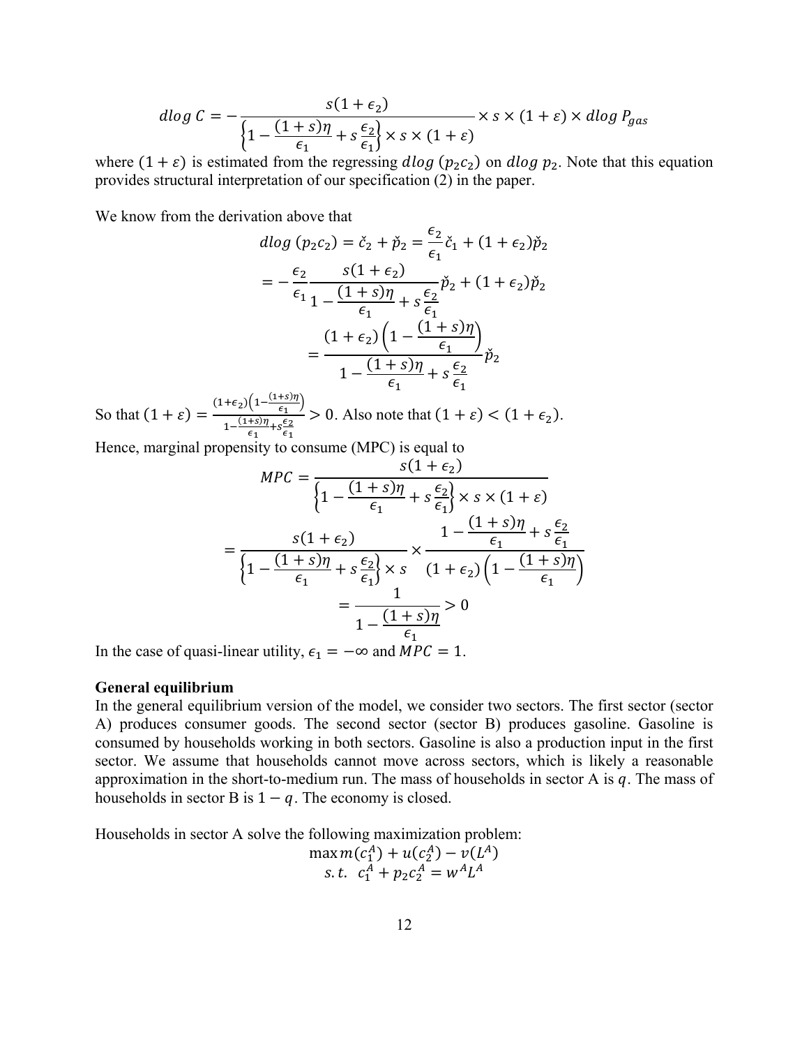$$dlog\ C = -\frac{s(1+\epsilon_2)}{\left\{1 - \frac{(1+s)\eta}{\epsilon_1} + s\frac{\epsilon_2}{\epsilon_1}\right\} \times s \times (1+\varepsilon)} \times s \times (1+\varepsilon) \times dlog\ P_{gas}$$

where $(1+\varepsilon)$ is estimated from the regressing $dlog\ (p_2 c_2)$ on $dlog\ p_2$. Note that this equation provides structural interpretation of our specification (2) in the paper.

We know from the derivation above that

$$dlog\ (p_2 c_2) = \check{c}_2 + \check{p}_2 = \frac{\epsilon_2}{\epsilon_1}\check{c}_1 + (1+\epsilon_2)\check{p}_2$$

$$= -\frac{\epsilon_2}{\epsilon_1}\frac{s(1+\epsilon_2)}{1 - \frac{(1+s)\eta}{\epsilon_1} + s\frac{\epsilon_2}{\epsilon_1}}\check{p}_2 + (1+\epsilon_2)\check{p}_2$$

$$= \frac{(1+\epsilon_2)\left(1 - \frac{(1+s)\eta}{\epsilon_1}\right)}{1 - \frac{(1+s)\eta}{\epsilon_1} + s\frac{\epsilon_2}{\epsilon_1}}\check{p}_2$$

So that $(1+\varepsilon) = \frac{(1+\epsilon_2)\left(1 - \frac{(1+s)\eta}{\epsilon_1}\right)}{1 - \frac{(1+s)\eta}{\epsilon_1} + s\frac{\epsilon_2}{\epsilon_1}} > 0$. Also note that $(1+\varepsilon) < (1+\epsilon_2)$.

Hence, marginal propensity to consume (MPC) is equal to

$$MPC = \frac{s(1+\epsilon_2)}{\left\{1 - \frac{(1+s)\eta}{\epsilon_1} + s\frac{\epsilon_2}{\epsilon_1}\right\} \times s \times (1+\varepsilon)}$$

$$= \frac{s(1+\epsilon_2)}{\left\{1 - \frac{(1+s)\eta}{\epsilon_1} + s\frac{\epsilon_2}{\epsilon_1}\right\} \times s} \times \frac{1 - \frac{(1+s)\eta}{\epsilon_1} + s\frac{\epsilon_2}{\epsilon_1}}{(1+\epsilon_2)\left(1 - \frac{(1+s)\eta}{\epsilon_1}\right)}$$

$$= \frac{1}{1 - \frac{(1+s)\eta}{\epsilon_1}} > 0$$

In the case of quasi-linear utility, $\epsilon_1 = -\infty$ and $MPC = 1$.

**General equilibrium**

In the general equilibrium version of the model, we consider two sectors. The first sector (sector A) produces consumer goods. The second sector (sector B) produces gasoline. Gasoline is consumed by households working in both sectors. Gasoline is also a production input in the first sector. We assume that households cannot move across sectors, which is likely a reasonable approximation in the short-to-medium run. The mass of households in sector A is $q$. The mass of households in sector B is $1-q$. The economy is closed.

Households in sector A solve the following maximization problem:

$$\max m(c_1^A) + u(c_2^A) - v(L^A)$$
$$s.t.\ \ c_1^A + p_2 c_2^A = w^A L^A$$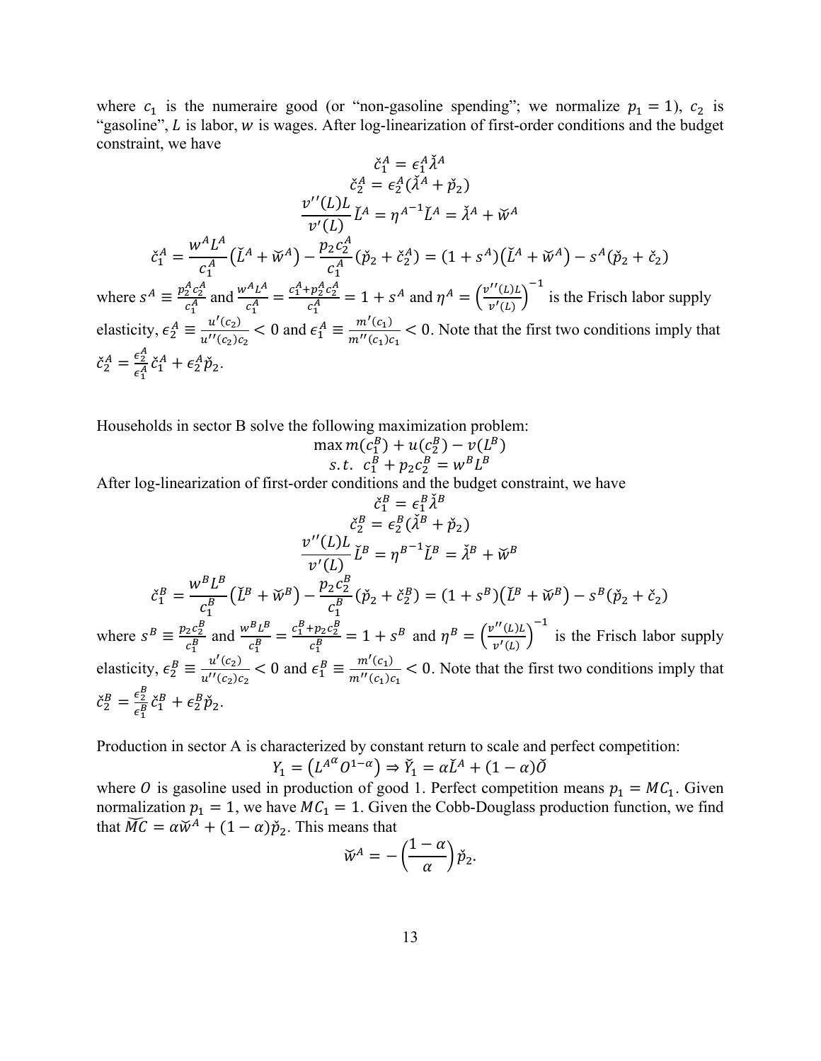where $c_1$ is the numeraire good (or "non-gasoline spending"; we normalize $p_1 = 1$), $c_2$ is "gasoline", $L$ is labor, $w$ is wages. After log-linearization of first-order conditions and the budget constraint, we have

$$\check{c}_1^A = \epsilon_1^A \check{\lambda}^A$$

$$\check{c}_2^A = \epsilon_2^A (\check{\lambda}^A + \check{p}_2)$$

$$\frac{v''(L)L}{v'(L)} \check{L}^A = \eta^{A^{-1}} \check{L}^A = \check{\lambda}^A + \check{w}^A$$

$$\check{c}_1^A = \frac{w^A L^A}{c_1^A} \left(\check{L}^A + \check{w}^A\right) - \frac{p_2 c_2^A}{c_1^A} (\check{p}_2 + \check{c}_2^A) = (1 + s^A)\left(\check{L}^A + \check{w}^A\right) - s^A (\check{p}_2 + \check{c}_2)$$

where $s^A \equiv \frac{p_2^A c_2^A}{c_1^A}$ and $\frac{w^A L^A}{c_1^A} = \frac{c_1^A + p_2^A c_2^A}{c_1^A} = 1 + s^A$ and $\eta^A = \left(\frac{v''(L)L}{v'(L)}\right)^{-1}$ is the Frisch labor supply elasticity, $\epsilon_2^A \equiv \frac{u'(c_2)}{u''(c_2)c_2} < 0$ and $\epsilon_1^A \equiv \frac{m'(c_1)}{m''(c_1)c_1} < 0$. Note that the first two conditions imply that $\check{c}_2^A = \frac{\epsilon_2^A}{\epsilon_1^A} \check{c}_1^A + \epsilon_2^A \check{p}_2$.

Households in sector B solve the following maximization problem:

$$\max m(c_1^B) + u(c_2^B) - v(L^B)$$

$$s.t. \;\; c_1^B + p_2 c_2^B = w^B L^B$$

After log-linearization of first-order conditions and the budget constraint, we have

$$\check{c}_1^B = \epsilon_1^B \check{\lambda}^B$$

$$\check{c}_2^B = \epsilon_2^B (\check{\lambda}^B + \check{p}_2)$$

$$\frac{v''(L)L}{v'(L)} \check{L}^B = \eta^{B^{-1}} \check{L}^B = \check{\lambda}^B + \check{w}^B$$

$$\check{c}_1^B = \frac{w^B L^B}{c_1^B} \left(\check{L}^B + \check{w}^B\right) - \frac{p_2 c_2^B}{c_1^B} (\check{p}_2 + \check{c}_2^B) = (1 + s^B)\left(\check{L}^B + \check{w}^B\right) - s^B (\check{p}_2 + \check{c}_2)$$

where $s^B \equiv \frac{p_2 c_2^B}{c_1^B}$ and $\frac{w^B L^B}{c_1^B} = \frac{c_1^B + p_2 c_2^B}{c_1^B} = 1 + s^B$ and $\eta^B = \left(\frac{v''(L)L}{v'(L)}\right)^{-1}$ is the Frisch labor supply elasticity, $\epsilon_2^B \equiv \frac{u'(c_2)}{u''(c_2)c_2} < 0$ and $\epsilon_1^B \equiv \frac{m'(c_1)}{m''(c_1)c_1} < 0$. Note that the first two conditions imply that $\check{c}_2^B = \frac{\epsilon_2^B}{\epsilon_1^B} \check{c}_1^B + \epsilon_2^B \check{p}_2$.

Production in sector A is characterized by constant return to scale and perfect competition:

$$Y_1 = \left({L^A}^{\alpha} O^{1-\alpha}\right) \Rightarrow \check{Y}_1 = \alpha \check{L}^A + (1 - \alpha)\check{O}$$

where $O$ is gasoline used in production of good 1. Perfect competition means $p_1 = MC_1$. Given normalization $p_1 = 1$, we have $MC_1 = 1$. Given the Cobb-Douglass production function, we find that $\widecheck{MC} = \alpha \check{w}^A + (1 - \alpha)\check{p}_2$. This means that

$$\check{w}^A = -\left(\frac{1 - \alpha}{\alpha}\right) \check{p}_2.$$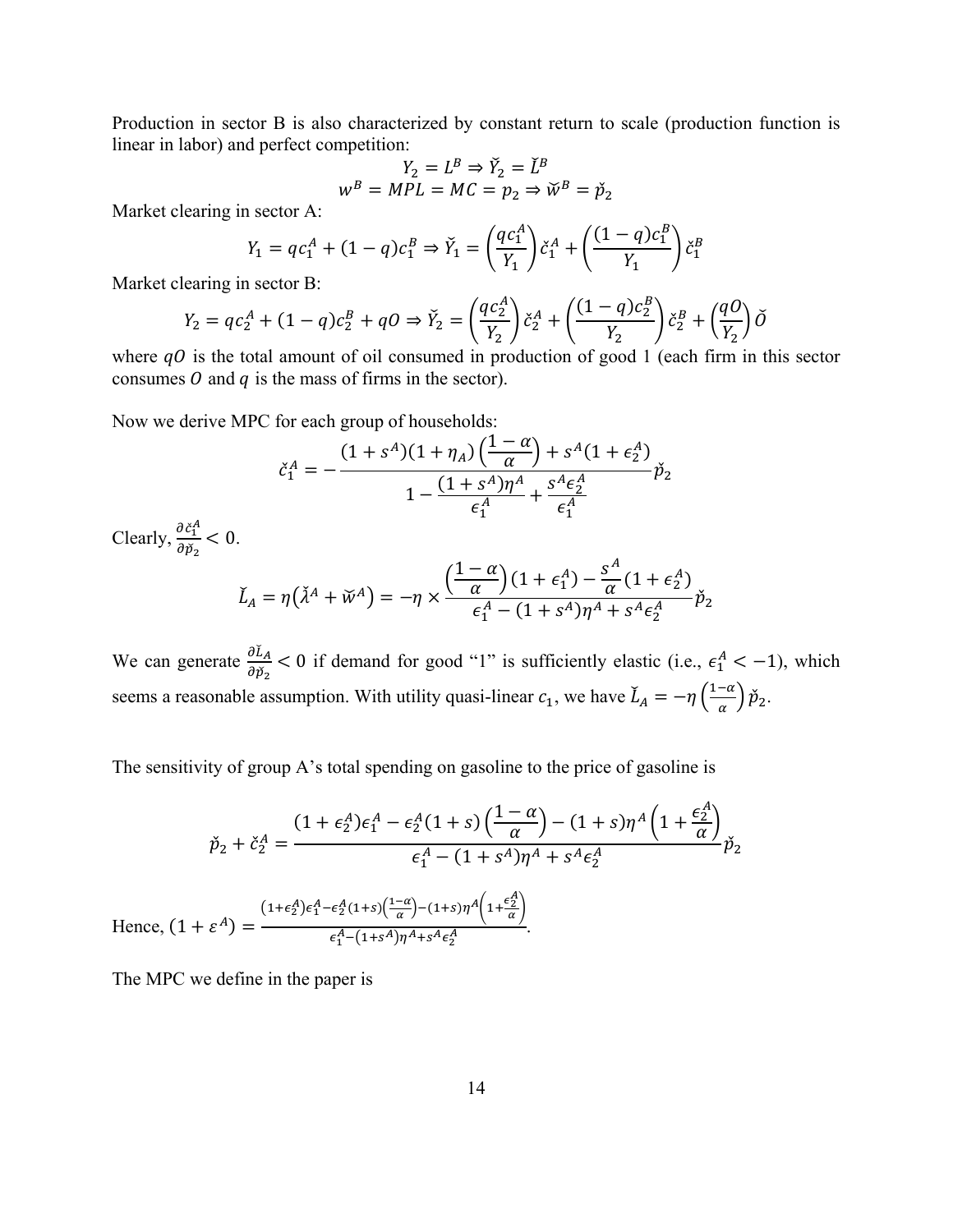Production in sector B is also characterized by constant return to scale (production function is linear in labor) and perfect competition:

$$Y_2 = L^B \Rightarrow \check{Y}_2 = \check{L}^B$$

$$w^B = MPL = MC = p_2 \Rightarrow \check{w}^B = \check{p}_2$$

Market clearing in sector A:

$$Y_1 = qc_1^A + (1-q)c_1^B \Rightarrow \check{Y}_1 = \left(\frac{qc_1^A}{Y_1}\right)\check{c}_1^A + \left(\frac{(1-q)c_1^B}{Y_1}\right)\check{c}_1^B$$

Market clearing in sector B:

$$Y_2 = qc_2^A + (1-q)c_2^B + qO \Rightarrow \check{Y}_2 = \left(\frac{qc_2^A}{Y_2}\right)\check{c}_2^A + \left(\frac{(1-q)c_2^B}{Y_2}\right)\check{c}_2^B + \left(\frac{qO}{Y_2}\right)\check{O}$$

where $qO$ is the total amount of oil consumed in production of good 1 (each firm in this sector consumes $O$ and $q$ is the mass of firms in the sector).

Now we derive MPC for each group of households:

$$\check{c}_1^A = -\frac{(1+s^A)(1+\eta_A)\left(\frac{1-\alpha}{\alpha}\right) + s^A(1+\epsilon_2^A)}{1 - \frac{(1+s^A)\eta^A}{\epsilon_1^A} + \frac{s^A\epsilon_2^A}{\epsilon_1^A}}\check{p}_2$$

Clearly, $\frac{\partial \check{c}_1^A}{\partial \check{p}_2} < 0$.

$$\check{L}_A = \eta\left(\check{\lambda}^A + \check{w}^A\right) = -\eta \times \frac{\left(\frac{1-\alpha}{\alpha}\right)(1+\epsilon_1^A) - \frac{s^A}{\alpha}(1+\epsilon_2^A)}{\epsilon_1^A - (1+s^A)\eta^A + s^A\epsilon_2^A}\check{p}_2$$

We can generate $\frac{\partial \check{L}_A}{\partial \check{p}_2} < 0$ if demand for good "1" is sufficiently elastic (i.e., $\epsilon_1^A < -1$), which seems a reasonable assumption. With utility quasi-linear $c_1$, we have $\check{L}_A = -\eta\left(\frac{1-\alpha}{\alpha}\right)\check{p}_2$.

The sensitivity of group A's total spending on gasoline to the price of gasoline is

$$\check{p}_2 + \check{c}_2^A = \frac{(1+\epsilon_2^A)\epsilon_1^A - \epsilon_2^A(1+s)\left(\frac{1-\alpha}{\alpha}\right) - (1+s)\eta^A\left(1+\frac{\epsilon_2^A}{\alpha}\right)}{\epsilon_1^A - (1+s^A)\eta^A + s^A\epsilon_2^A}\check{p}_2$$

Hence, $(1+\varepsilon^A) = \frac{(1+\epsilon_2^A)\epsilon_1^A - \epsilon_2^A(1+s)\left(\frac{1-\alpha}{\alpha}\right) - (1+s)\eta^A\left(1+\frac{\epsilon_2^A}{\alpha}\right)}{\epsilon_1^A - (1+s^A)\eta^A + s^A\epsilon_2^A}$.

The MPC we define in the paper is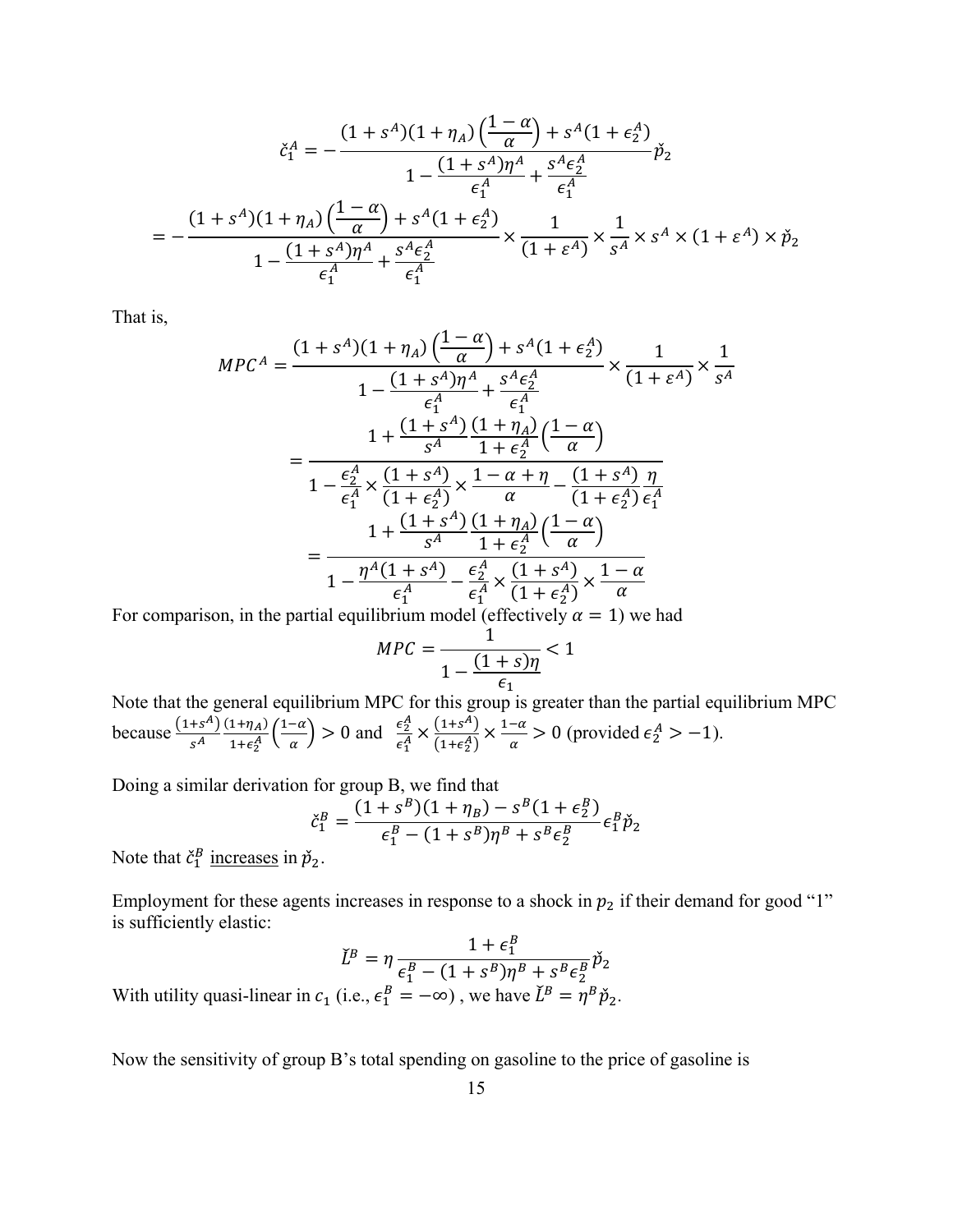$$\check{c}_1^A = -\frac{(1+s^A)(1+\eta_A)\left(\frac{1-\alpha}{\alpha}\right) + s^A(1+\epsilon_2^A)}{1 - \frac{(1+s^A)\eta^A}{\epsilon_1^A} + \frac{s^A\epsilon_2^A}{\epsilon_1^A}}\check{p}_2$$

$$= -\frac{(1+s^A)(1+\eta_A)\left(\frac{1-\alpha}{\alpha}\right) + s^A(1+\epsilon_2^A)}{1 - \frac{(1+s^A)\eta^A}{\epsilon_1^A} + \frac{s^A\epsilon_2^A}{\epsilon_1^A}} \times \frac{1}{(1+\varepsilon^A)} \times \frac{1}{s^A} \times s^A \times (1+\varepsilon^A) \times \check{p}_2$$

That is,

$$MPC^A = \frac{(1+s^A)(1+\eta_A)\left(\frac{1-\alpha}{\alpha}\right) + s^A(1+\epsilon_2^A)}{1 - \frac{(1+s^A)\eta^A}{\epsilon_1^A} + \frac{s^A\epsilon_2^A}{\epsilon_1^A}} \times \frac{1}{(1+\varepsilon^A)} \times \frac{1}{s^A}$$

$$= \frac{1 + \frac{(1+s^A)}{s^A}\frac{(1+\eta_A)}{1+\epsilon_2^A}\left(\frac{1-\alpha}{\alpha}\right)}{1 - \frac{\epsilon_2^A}{\epsilon_1^A} \times \frac{(1+s^A)}{(1+\epsilon_2^A)} \times \frac{1-\alpha+\eta}{\alpha} - \frac{(1+s^A)}{(1+\epsilon_2^A)}\frac{\eta}{\epsilon_1^A}}$$

$$= \frac{1 + \frac{(1+s^A)}{s^A}\frac{(1+\eta_A)}{1+\epsilon_2^A}\left(\frac{1-\alpha}{\alpha}\right)}{1 - \frac{\eta^A(1+s^A)}{\epsilon_1^A} - \frac{\epsilon_2^A}{\epsilon_1^A} \times \frac{(1+s^A)}{(1+\epsilon_2^A)} \times \frac{1-\alpha}{\alpha}}$$

For comparison, in the partial equilibrium model (effectively $\alpha = 1$) we had

$$MPC = \frac{1}{1 - \frac{(1+s)\eta}{\epsilon_1}} < 1$$

Note that the general equilibrium MPC for this group is greater than the partial equilibrium MPC because $\frac{(1+s^A)}{s^A}\frac{(1+\eta_A)}{1+\epsilon_2^A}\left(\frac{1-\alpha}{\alpha}\right) > 0$ and $\frac{\epsilon_2^A}{\epsilon_1^A} \times \frac{(1+s^A)}{(1+\epsilon_2^A)} \times \frac{1-\alpha}{\alpha} > 0$ (provided $\epsilon_2^A > -1$).

Doing a similar derivation for group B, we find that

$$\check{c}_1^B = \frac{(1+s^B)(1+\eta_B) - s^B(1+\epsilon_2^B)}{\epsilon_1^B - (1+s^B)\eta^B + s^B\epsilon_2^B}\epsilon_1^B\check{p}_2$$

Note that $\check{c}_1^B$ increases in $\check{p}_2$.

Employment for these agents increases in response to a shock in $p_2$ if their demand for good "1" is sufficiently elastic:

$$\check{L}^B = \eta\frac{1+\epsilon_1^B}{\epsilon_1^B - (1+s^B)\eta^B + s^B\epsilon_2^B}\check{p}_2$$

With utility quasi-linear in $c_1$ (i.e., $\epsilon_1^B = -\infty$), we have $\check{L}^B = \eta^B\check{p}_2$.

Now the sensitivity of group B's total spending on gasoline to the price of gasoline is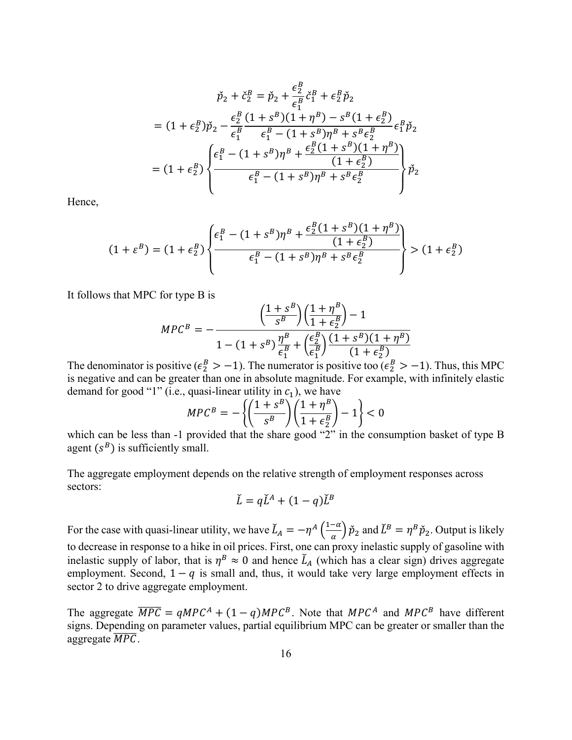$$
\begin{aligned}
\check{p}_2 + \check{c}_2^B &= \check{p}_2 + \frac{\epsilon_2^B}{\epsilon_1^B} \check{c}_1^B + \epsilon_2^B \check{p}_2 \\
&= (1+\epsilon_2^B)\check{p}_2 - \frac{\epsilon_2^B}{\epsilon_1^B} \frac{(1+s^B)(1+\eta^B) - s^B(1+\epsilon_2^B)}{\epsilon_1^B - (1+s^B)\eta^B + s^B \epsilon_2^B} \epsilon_1^B \check{p}_2 \\
&= (1+\epsilon_2^B) \left\{ \frac{\epsilon_1^B - (1+s^B)\eta^B + \dfrac{\epsilon_2^B(1+s^B)(1+\eta^B)}{(1+\epsilon_2^B)}}{\epsilon_1^B - (1+s^B)\eta^B + s^B \epsilon_2^B} \right\} \check{p}_2
\end{aligned}
$$

Hence,

$$
(1+\varepsilon^B) = (1+\epsilon_2^B) \left\{ \frac{\epsilon_1^B - (1+s^B)\eta^B + \dfrac{\epsilon_2^B(1+s^B)(1+\eta^B)}{(1+\epsilon_2^B)}}{\epsilon_1^B - (1+s^B)\eta^B + s^B \epsilon_2^B} \right\} > (1+\epsilon_2^B)
$$

It follows that MPC for type B is

$$
MPC^B = - \frac{\left(\dfrac{1+s^B}{s^B}\right)\left(\dfrac{1+\eta^B}{1+\epsilon_2^B}\right) - 1}{1 - (1+s^B)\dfrac{\eta^B}{\epsilon_1^B} + \left(\dfrac{\epsilon_2^B}{\epsilon_1^B}\right)\dfrac{(1+s^B)(1+\eta^B)}{(1+\epsilon_2^B)}}
$$

The denominator is positive ($\epsilon_2^B > -1$). The numerator is positive too ($\epsilon_2^B > -1$). Thus, this MPC is negative and can be greater than one in absolute magnitude. For example, with infinitely elastic demand for good "1" (i.e., quasi-linear utility in $c_1$), we have

$$
MPC^B = - \left\{ \left(\frac{1+s^B}{s^B}\right)\left(\frac{1+\eta^B}{1+\epsilon_2^B}\right) - 1 \right\} < 0
$$

which can be less than -1 provided that the share good "2" in the consumption basket of type B agent ($s^B$) is sufficiently small.

The aggregate employment depends on the relative strength of employment responses across sectors:

$$
\check{L} = q\check{L}^A + (1-q)\check{L}^B
$$

For the case with quasi-linear utility, we have $\check{L}_A = -\eta^A \left(\frac{1-\alpha}{\alpha}\right)\check{p}_2$ and $\check{L}^B = \eta^B \check{p}_2$. Output is likely to decrease in response to a hike in oil prices. First, one can proxy inelastic supply of gasoline with inelastic supply of labor, that is $\eta^B \approx 0$ and hence $\check{L}_A$ (which has a clear sign) drives aggregate employment. Second, $1-q$ is small and, thus, it would take very large employment effects in sector 2 to drive aggregate employment.

The aggregate $\overline{MPC} = qMPC^A + (1-q)MPC^B$. Note that $MPC^A$ and $MPC^B$ have different signs. Depending on parameter values, partial equilibrium MPC can be greater or smaller than the aggregate $\overline{MPC}$.